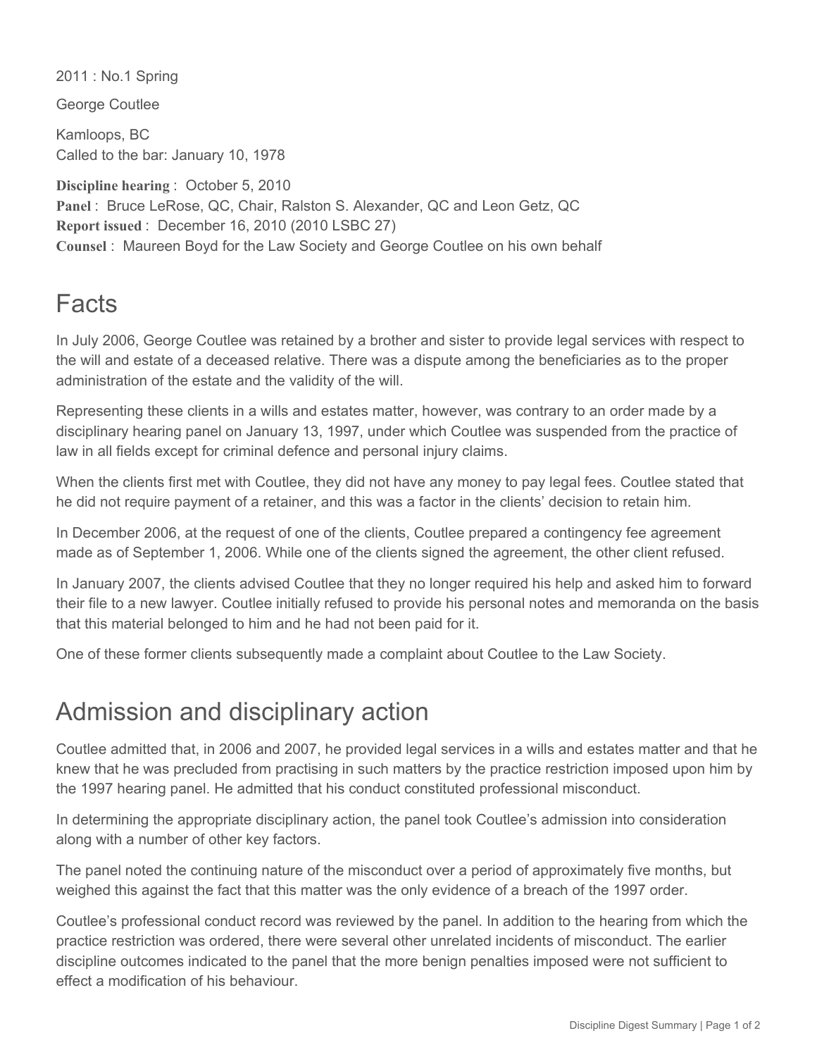2011 : No.1 Spring

George Coutlee

Kamloops, BC
Called to the bar: January 10, 1978

**Discipline hearing** : October 5, 2010
**Panel** : Bruce LeRose, QC, Chair, Ralston S. Alexander, QC and Leon Getz, QC
**Report issued** : December 16, 2010 (2010 LSBC 27)
**Counsel** : Maureen Boyd for the Law Society and George Coutlee on his own behalf

# Facts

In July 2006, George Coutlee was retained by a brother and sister to provide legal services with respect to the will and estate of a deceased relative. There was a dispute among the beneficiaries as to the proper administration of the estate and the validity of the will.

Representing these clients in a wills and estates matter, however, was contrary to an order made by a disciplinary hearing panel on January 13, 1997, under which Coutlee was suspended from the practice of law in all fields except for criminal defence and personal injury claims.

When the clients first met with Coutlee, they did not have any money to pay legal fees. Coutlee stated that he did not require payment of a retainer, and this was a factor in the clients' decision to retain him.

In December 2006, at the request of one of the clients, Coutlee prepared a contingency fee agreement made as of September 1, 2006. While one of the clients signed the agreement, the other client refused.

In January 2007, the clients advised Coutlee that they no longer required his help and asked him to forward their file to a new lawyer. Coutlee initially refused to provide his personal notes and memoranda on the basis that this material belonged to him and he had not been paid for it.

One of these former clients subsequently made a complaint about Coutlee to the Law Society.

# Admission and disciplinary action

Coutlee admitted that, in 2006 and 2007, he provided legal services in a wills and estates matter and that he knew that he was precluded from practising in such matters by the practice restriction imposed upon him by the 1997 hearing panel. He admitted that his conduct constituted professional misconduct.

In determining the appropriate disciplinary action, the panel took Coutlee's admission into consideration along with a number of other key factors.

The panel noted the continuing nature of the misconduct over a period of approximately five months, but weighed this against the fact that this matter was the only evidence of a breach of the 1997 order.

Coutlee's professional conduct record was reviewed by the panel. In addition to the hearing from which the practice restriction was ordered, there were several other unrelated incidents of misconduct. The earlier discipline outcomes indicated to the panel that the more benign penalties imposed were not sufficient to effect a modification of his behaviour.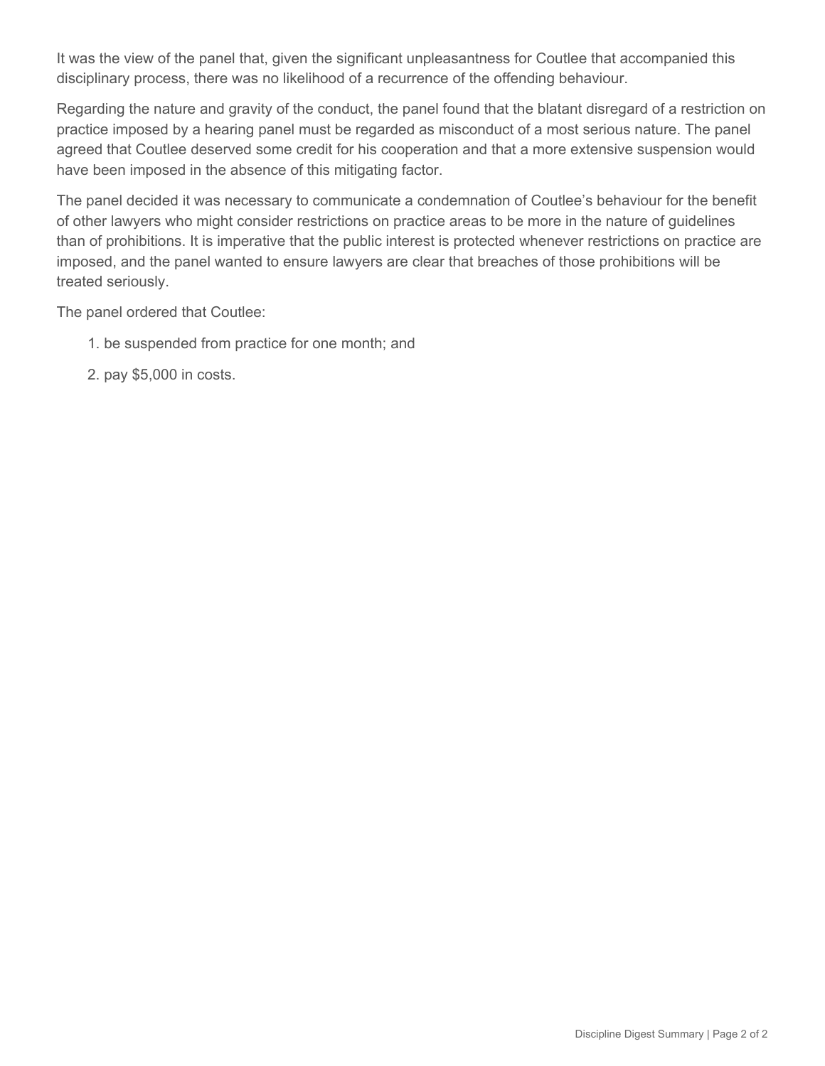It was the view of the panel that, given the significant unpleasantness for Coutlee that accompanied this disciplinary process, there was no likelihood of a recurrence of the offending behaviour.

Regarding the nature and gravity of the conduct, the panel found that the blatant disregard of a restriction on practice imposed by a hearing panel must be regarded as misconduct of a most serious nature. The panel agreed that Coutlee deserved some credit for his cooperation and that a more extensive suspension would have been imposed in the absence of this mitigating factor.

The panel decided it was necessary to communicate a condemnation of Coutlee's behaviour for the benefit of other lawyers who might consider restrictions on practice areas to be more in the nature of guidelines than of prohibitions. It is imperative that the public interest is protected whenever restrictions on practice are imposed, and the panel wanted to ensure lawyers are clear that breaches of those prohibitions will be treated seriously.

The panel ordered that Coutlee:

1. be suspended from practice for one month; and
2. pay $5,000 in costs.